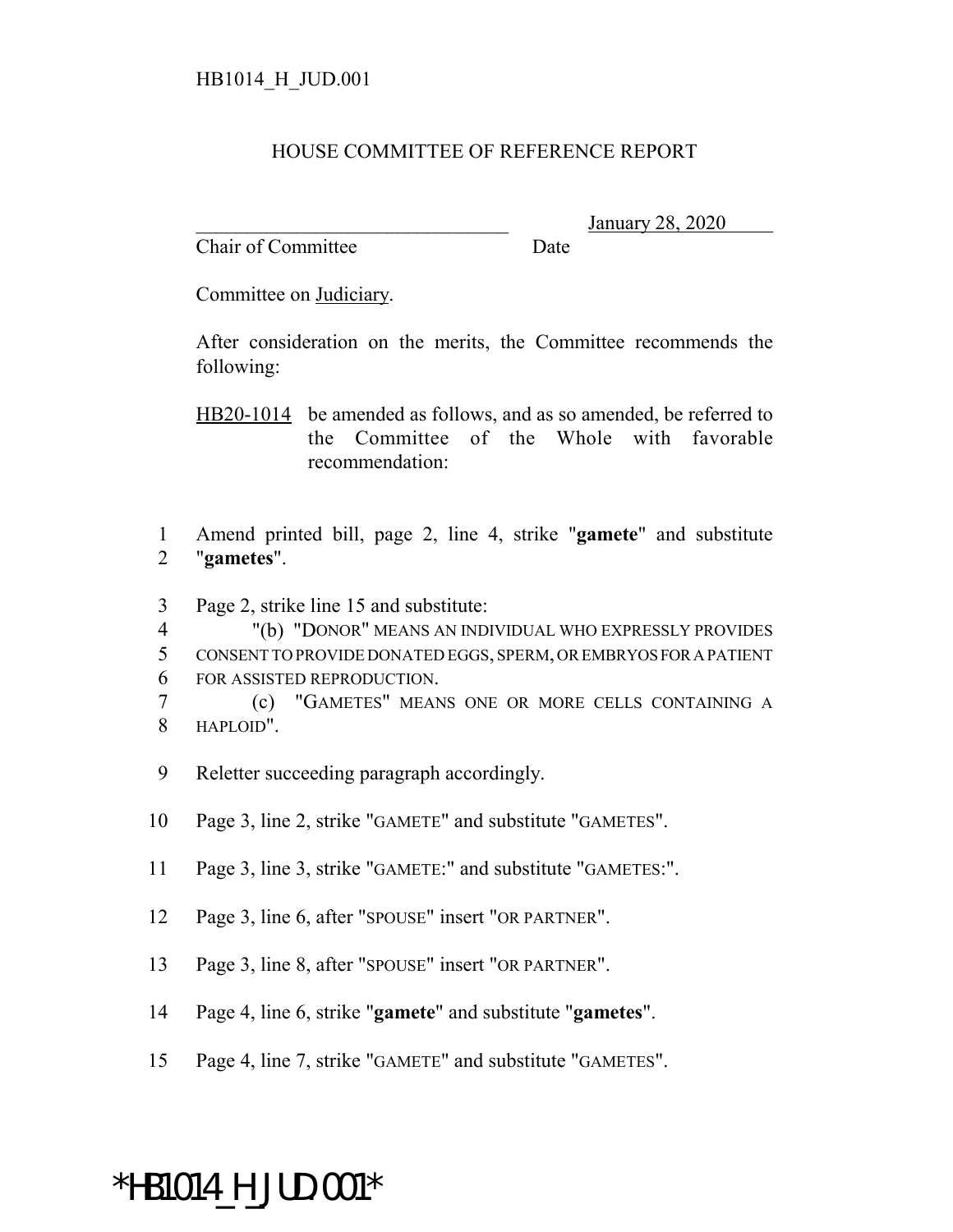HB1014_H_JUD.001

HOUSE COMMITTEE OF REFERENCE REPORT

________________________________ January 28, 2020
Chair of Committee Date

Committee on Judiciary.

After consideration on the merits, the Committee recommends the following:

HB20-1014 be amended as follows, and as so amended, be referred to the Committee of the Whole with favorable recommendation:

1 Amend printed bill, page 2, line 4, strike "**gamete**" and substitute
2 "**gametes**".

3 Page 2, strike line 15 and substitute:
4 "(b) "DONOR" MEANS AN INDIVIDUAL WHO EXPRESSLY PROVIDES
5 CONSENT TO PROVIDE DONATED EGGS, SPERM, OR EMBRYOS FOR A PATIENT
6 FOR ASSISTED REPRODUCTION.
7 (c) "GAMETES" MEANS ONE OR MORE CELLS CONTAINING A
8 HAPLOID".

9 Reletter succeeding paragraph accordingly.

10 Page 3, line 2, strike "GAMETE" and substitute "GAMETES".

11 Page 3, line 3, strike "GAMETE:" and substitute "GAMETES:".

12 Page 3, line 6, after "SPOUSE" insert "OR PARTNER".

13 Page 3, line 8, after "SPOUSE" insert "OR PARTNER".

14 Page 4, line 6, strike "**gamete**" and substitute "**gametes**".

15 Page 4, line 7, strike "GAMETE" and substitute "GAMETES".

*HB1014_H_JUD.001*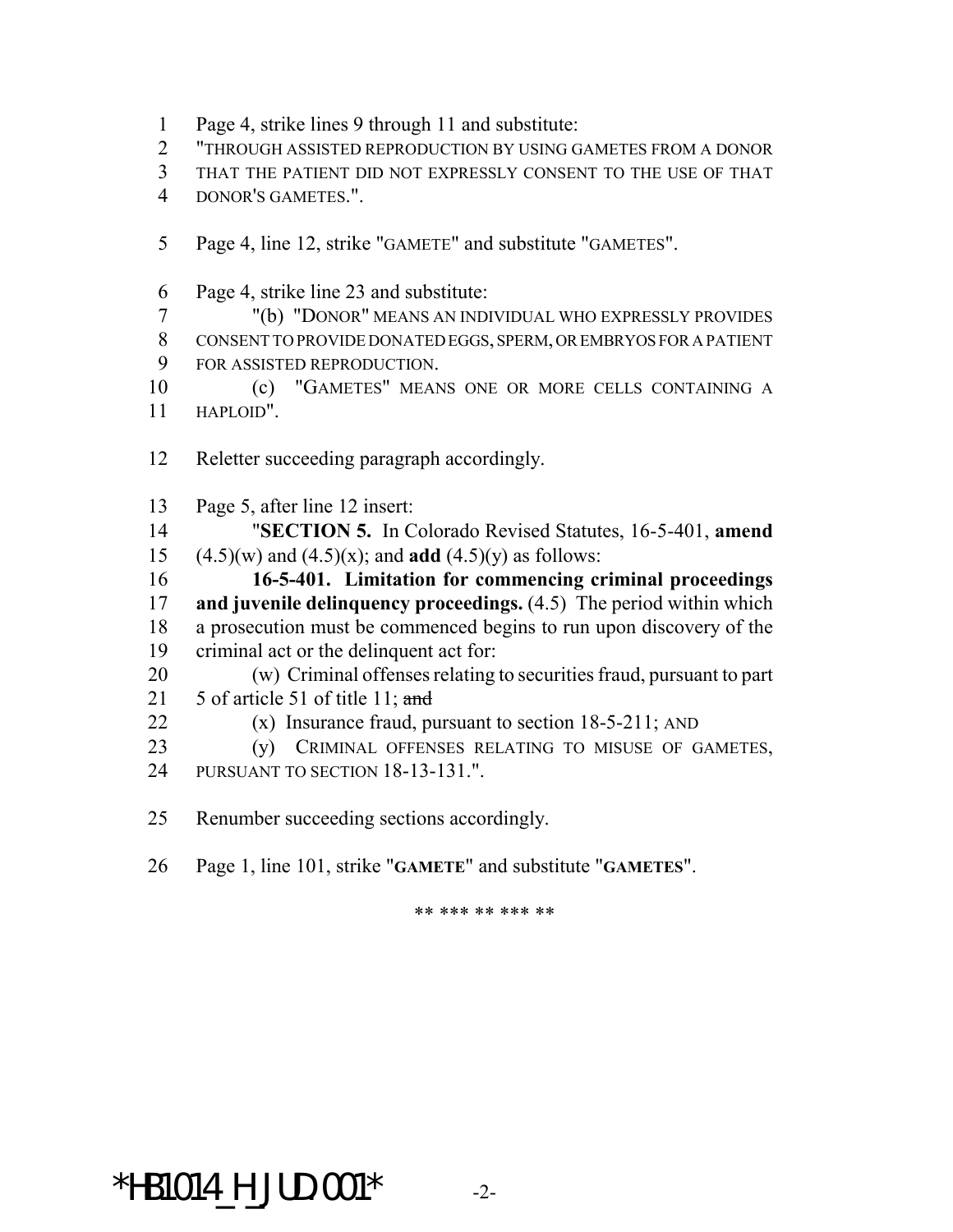1 Page 4, strike lines 9 through 11 and substitute:

2 "THROUGH ASSISTED REPRODUCTION BY USING GAMETES FROM A DONOR

3 THAT THE PATIENT DID NOT EXPRESSLY CONSENT TO THE USE OF THAT

4 DONOR'S GAMETES.".

5 Page 4, line 12, strike "GAMETE" and substitute "GAMETES".

6 Page 4, strike line 23 and substitute:

7 "(b) "DONOR" MEANS AN INDIVIDUAL WHO EXPRESSLY PROVIDES

8 CONSENT TO PROVIDE DONATED EGGS, SPERM, OR EMBRYOS FOR A PATIENT

9 FOR ASSISTED REPRODUCTION.

10 (c) "GAMETES" MEANS ONE OR MORE CELLS CONTAINING A

11 HAPLOID".

12 Reletter succeeding paragraph accordingly.

13 Page 5, after line 12 insert:

14 "**SECTION 5.** In Colorado Revised Statutes, 16-5-401, **amend**

15 (4.5)(w) and (4.5)(x); and **add** (4.5)(y) as follows:

16 **16-5-401. Limitation for commencing criminal proceedings**

17 **and juvenile delinquency proceedings.** (4.5) The period within which

18 a prosecution must be commenced begins to run upon discovery of the

19 criminal act or the delinquent act for:

20 (w) Criminal offenses relating to securities fraud, pursuant to part

21 5 of article 51 of title 11; ~~and~~

22 (x) Insurance fraud, pursuant to section 18-5-211; AND

23 (y) CRIMINAL OFFENSES RELATING TO MISUSE OF GAMETES,

24 PURSUANT TO SECTION 18-13-131.".

25 Renumber succeeding sections accordingly.

26 Page 1, line 101, strike "**GAMETE**" and substitute "**GAMETES**".

** *** ** *** **

*HB1014_H_JUD.001*